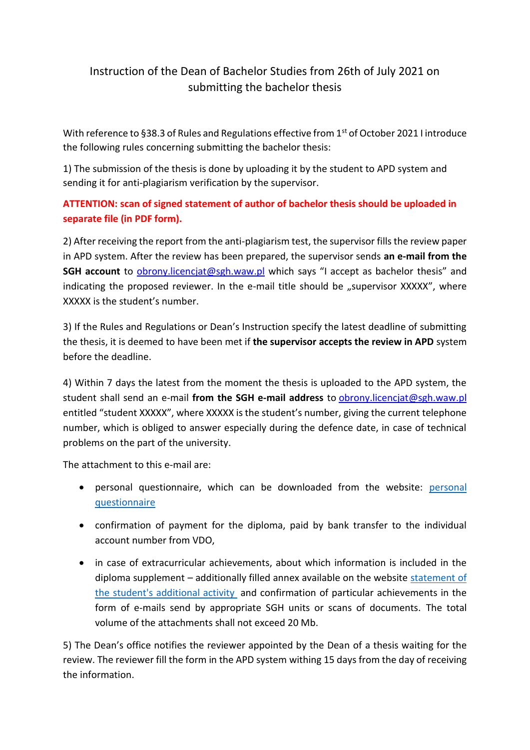# Instruction of the Dean of Bachelor Studies from 26th of July 2021 on submitting the bachelor thesis

With reference to §38.3 of Rules and Regulations effective from 1st of October 2021 I introduce the following rules concerning submitting the bachelor thesis:

1) The submission of the thesis is done by uploading it by the student to APD system and sending it for anti-plagiarism verification by the supervisor.

**ATTENTION: scan of signed statement of author of bachelor thesis should be uploaded in separate file (in PDF form).**

2) After receiving the report from the anti-plagiarism test, the supervisor fills the review paper in APD system. After the review has been prepared, the supervisor sends **an e-mail from the SGH account** to obrony.licencjat@sgh.waw.pl which says "I accept as bachelor thesis" and indicating the proposed reviewer. In the e-mail title should be „supervisor XXXXX", where XXXXX is the student's number.

3) If the Rules and Regulations or Dean's Instruction specify the latest deadline of submitting the thesis, it is deemed to have been met if **the supervisor accepts the review in APD** system before the deadline.

4) Within 7 days the latest from the moment the thesis is uploaded to the APD system, the student shall send an e-mail **from the SGH e-mail address** to obrony.licencjat@sgh.waw.pl entitled "student XXXXX", where XXXXX is the student's number, giving the current telephone number, which is obliged to answer especially during the defence date, in case of technical problems on the part of the university.

The attachment to this e-mail are:

- personal questionnaire, which can be downloaded from the website: personal questionnaire
- confirmation of payment for the diploma, paid by bank transfer to the individual account number from VDO,
- in case of extracurricular achievements, about which information is included in the diploma supplement – additionally filled annex available on the website statement of the student's additional activity and confirmation of particular achievements in the form of e-mails send by appropriate SGH units or scans of documents. The total volume of the attachments shall not exceed 20 Mb.

5) The Dean's office notifies the reviewer appointed by the Dean of a thesis waiting for the review. The reviewer fill the form in the APD system withing 15 days from the day of receiving the information.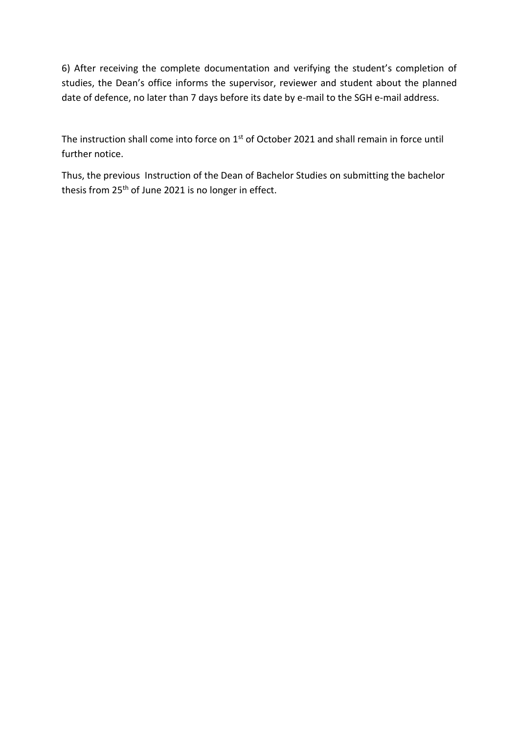6) After receiving the complete documentation and verifying the student's completion of studies, the Dean's office informs the supervisor, reviewer and student about the planned date of defence, no later than 7 days before its date by e-mail to the SGH e-mail address.

The instruction shall come into force on 1st of October 2021 and shall remain in force until further notice.

Thus, the previous Instruction of the Dean of Bachelor Studies on submitting the bachelor thesis from 25th of June 2021 is no longer in effect.